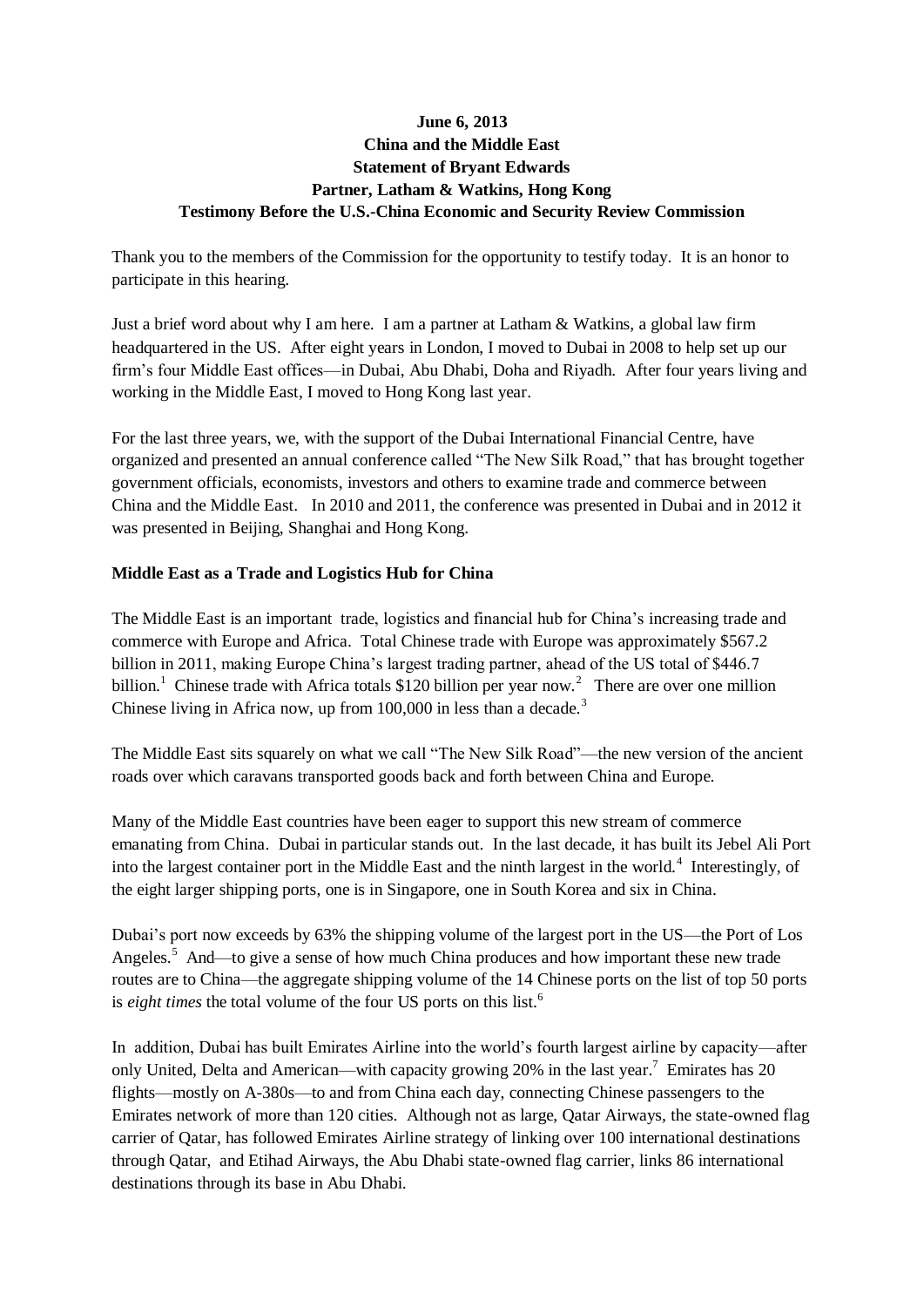**June 6, 2013**
**China and the Middle East**
**Statement of Bryant Edwards**
**Partner, Latham & Watkins, Hong Kong**
**Testimony Before the U.S.-China Economic and Security Review Commission**

Thank you to the members of the Commission for the opportunity to testify today. It is an honor to participate in this hearing.

Just a brief word about why I am here. I am a partner at Latham & Watkins, a global law firm headquartered in the US. After eight years in London, I moved to Dubai in 2008 to help set up our firm's four Middle East offices—in Dubai, Abu Dhabi, Doha and Riyadh. After four years living and working in the Middle East, I moved to Hong Kong last year.

For the last three years, we, with the support of the Dubai International Financial Centre, have organized and presented an annual conference called "The New Silk Road," that has brought together government officials, economists, investors and others to examine trade and commerce between China and the Middle East. In 2010 and 2011, the conference was presented in Dubai and in 2012 it was presented in Beijing, Shanghai and Hong Kong.

**Middle East as a Trade and Logistics Hub for China**

The Middle East is an important trade, logistics and financial hub for China's increasing trade and commerce with Europe and Africa. Total Chinese trade with Europe was approximately $567.2 billion in 2011, making Europe China's largest trading partner, ahead of the US total of $446.7 billion.[1] Chinese trade with Africa totals $120 billion per year now.[2] There are over one million Chinese living in Africa now, up from 100,000 in less than a decade.[3]

The Middle East sits squarely on what we call "The New Silk Road"—the new version of the ancient roads over which caravans transported goods back and forth between China and Europe.

Many of the Middle East countries have been eager to support this new stream of commerce emanating from China. Dubai in particular stands out. In the last decade, it has built its Jebel Ali Port into the largest container port in the Middle East and the ninth largest in the world.[4] Interestingly, of the eight larger shipping ports, one is in Singapore, one in South Korea and six in China.

Dubai's port now exceeds by 63% the shipping volume of the largest port in the US—the Port of Los Angeles.[5] And—to give a sense of how much China produces and how important these new trade routes are to China—the aggregate shipping volume of the 14 Chinese ports on the list of top 50 ports is *eight times* the total volume of the four US ports on this list.[6]

In addition, Dubai has built Emirates Airline into the world's fourth largest airline by capacity—after only United, Delta and American—with capacity growing 20% in the last year.[7] Emirates has 20 flights—mostly on A-380s—to and from China each day, connecting Chinese passengers to the Emirates network of more than 120 cities. Although not as large, Qatar Airways, the state-owned flag carrier of Qatar, has followed Emirates Airline strategy of linking over 100 international destinations through Qatar, and Etihad Airways, the Abu Dhabi state-owned flag carrier, links 86 international destinations through its base in Abu Dhabi.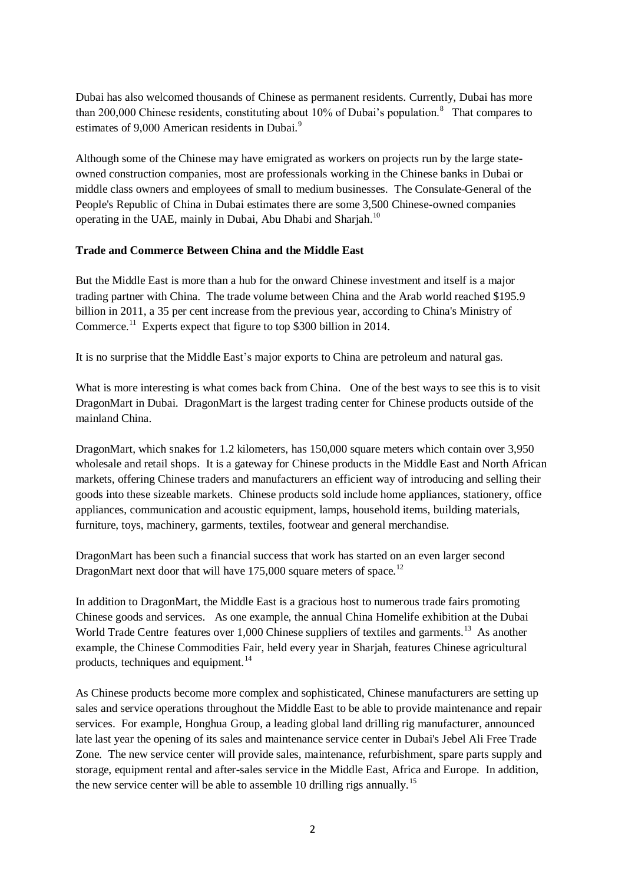Dubai has also welcomed thousands of Chinese as permanent residents. Currently, Dubai has more than 200,000 Chinese residents, constituting about 10% of Dubai's population.[8] That compares to estimates of 9,000 American residents in Dubai.[9]

Although some of the Chinese may have emigrated as workers on projects run by the large state-owned construction companies, most are professionals working in the Chinese banks in Dubai or middle class owners and employees of small to medium businesses. The Consulate-General of the People's Republic of China in Dubai estimates there are some 3,500 Chinese-owned companies operating in the UAE, mainly in Dubai, Abu Dhabi and Sharjah.[10]

**Trade and Commerce Between China and the Middle East**

But the Middle East is more than a hub for the onward Chinese investment and itself is a major trading partner with China. The trade volume between China and the Arab world reached $195.9 billion in 2011, a 35 per cent increase from the previous year, according to China's Ministry of Commerce.[11] Experts expect that figure to top $300 billion in 2014.

It is no surprise that the Middle East's major exports to China are petroleum and natural gas.

What is more interesting is what comes back from China. One of the best ways to see this is to visit DragonMart in Dubai. DragonMart is the largest trading center for Chinese products outside of the mainland China.

DragonMart, which snakes for 1.2 kilometers, has 150,000 square meters which contain over 3,950 wholesale and retail shops. It is a gateway for Chinese products in the Middle East and North African markets, offering Chinese traders and manufacturers an efficient way of introducing and selling their goods into these sizeable markets. Chinese products sold include home appliances, stationery, office appliances, communication and acoustic equipment, lamps, household items, building materials, furniture, toys, machinery, garments, textiles, footwear and general merchandise.

DragonMart has been such a financial success that work has started on an even larger second DragonMart next door that will have 175,000 square meters of space.[12]

In addition to DragonMart, the Middle East is a gracious host to numerous trade fairs promoting Chinese goods and services. As one example, the annual China Homelife exhibition at the Dubai World Trade Centre features over 1,000 Chinese suppliers of textiles and garments.[13] As another example, the Chinese Commodities Fair, held every year in Sharjah, features Chinese agricultural products, techniques and equipment.[14]

As Chinese products become more complex and sophisticated, Chinese manufacturers are setting up sales and service operations throughout the Middle East to be able to provide maintenance and repair services. For example, Honghua Group, a leading global land drilling rig manufacturer, announced late last year the opening of its sales and maintenance service center in Dubai's Jebel Ali Free Trade Zone. The new service center will provide sales, maintenance, refurbishment, spare parts supply and storage, equipment rental and after-sales service in the Middle East, Africa and Europe. In addition, the new service center will be able to assemble 10 drilling rigs annually.[15]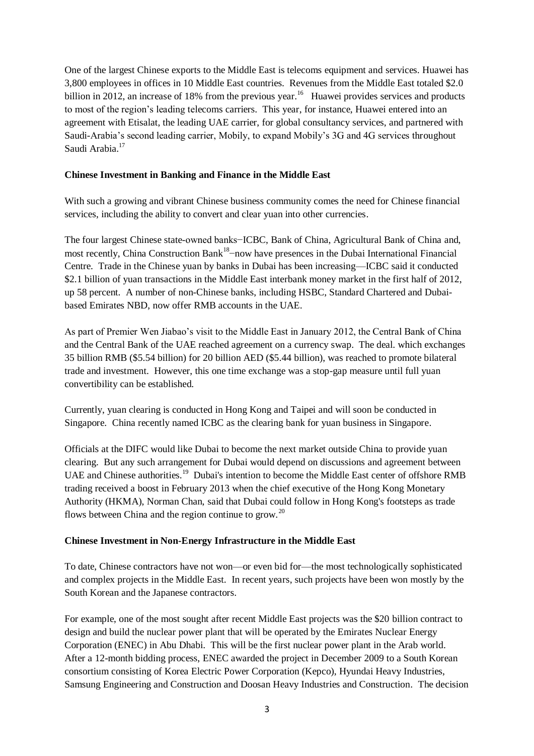One of the largest Chinese exports to the Middle East is telecoms equipment and services. Huawei has 3,800 employees in offices in 10 Middle East countries. Revenues from the Middle East totaled $2.0 billion in 2012, an increase of 18% from the previous year.[16] Huawei provides services and products to most of the region's leading telecoms carriers. This year, for instance, Huawei entered into an agreement with Etisalat, the leading UAE carrier, for global consultancy services, and partnered with Saudi-Arabia's second leading carrier, Mobily, to expand Mobily's 3G and 4G services throughout Saudi Arabia.[17]

**Chinese Investment in Banking and Finance in the Middle East**

With such a growing and vibrant Chinese business community comes the need for Chinese financial services, including the ability to convert and clear yuan into other currencies.

The four largest Chinese state-owned banks−ICBC, Bank of China, Agricultural Bank of China and, most recently, China Construction Bank[18]–now have presences in the Dubai International Financial Centre. Trade in the Chinese yuan by banks in Dubai has been increasing—ICBC said it conducted $2.1 billion of yuan transactions in the Middle East interbank money market in the first half of 2012, up 58 percent. A number of non-Chinese banks, including HSBC, Standard Chartered and Dubai-based Emirates NBD, now offer RMB accounts in the UAE.

As part of Premier Wen Jiabao's visit to the Middle East in January 2012, the Central Bank of China and the Central Bank of the UAE reached agreement on a currency swap. The deal. which exchanges 35 billion RMB ($5.54 billion) for 20 billion AED ($5.44 billion), was reached to promote bilateral trade and investment. However, this one time exchange was a stop-gap measure until full yuan convertibility can be established.

Currently, yuan clearing is conducted in Hong Kong and Taipei and will soon be conducted in Singapore. China recently named ICBC as the clearing bank for yuan business in Singapore.

Officials at the DIFC would like Dubai to become the next market outside China to provide yuan clearing. But any such arrangement for Dubai would depend on discussions and agreement between UAE and Chinese authorities.[19] Dubai's intention to become the Middle East center of offshore RMB trading received a boost in February 2013 when the chief executive of the Hong Kong Monetary Authority (HKMA), Norman Chan, said that Dubai could follow in Hong Kong's footsteps as trade flows between China and the region continue to grow.[20]

**Chinese Investment in Non-Energy Infrastructure in the Middle East**

To date, Chinese contractors have not won—or even bid for—the most technologically sophisticated and complex projects in the Middle East. In recent years, such projects have been won mostly by the South Korean and the Japanese contractors.

For example, one of the most sought after recent Middle East projects was the $20 billion contract to design and build the nuclear power plant that will be operated by the Emirates Nuclear Energy Corporation (ENEC) in Abu Dhabi. This will be the first nuclear power plant in the Arab world. After a 12-month bidding process, ENEC awarded the project in December 2009 to a South Korean consortium consisting of Korea Electric Power Corporation (Kepco), Hyundai Heavy Industries, Samsung Engineering and Construction and Doosan Heavy Industries and Construction. The decision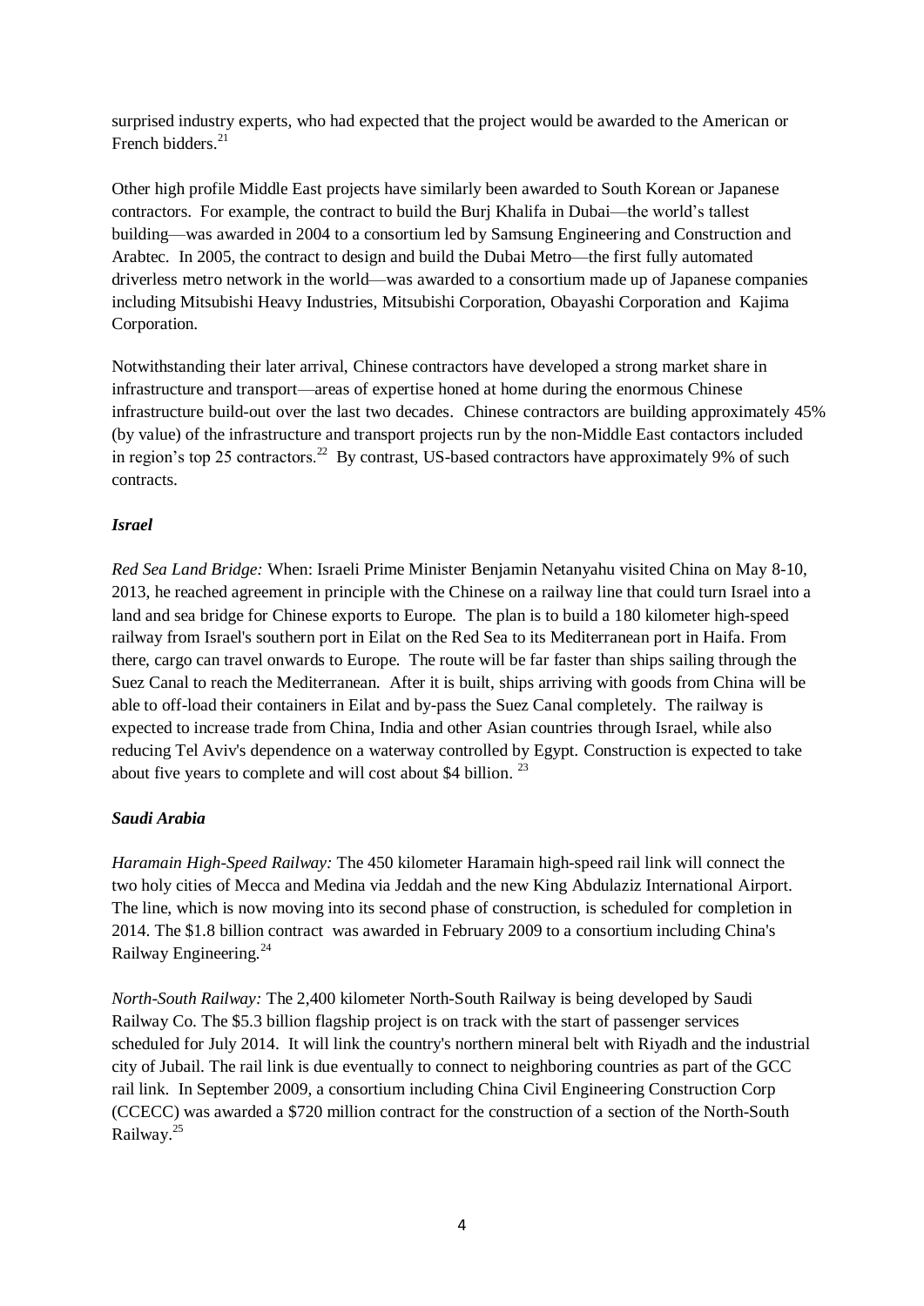surprised industry experts, who had expected that the project would be awarded to the American or French bidders.[21]

Other high profile Middle East projects have similarly been awarded to South Korean or Japanese contractors. For example, the contract to build the Burj Khalifa in Dubai—the world's tallest building—was awarded in 2004 to a consortium led by Samsung Engineering and Construction and Arabtec. In 2005, the contract to design and build the Dubai Metro—the first fully automated driverless metro network in the world—was awarded to a consortium made up of Japanese companies including Mitsubishi Heavy Industries, Mitsubishi Corporation, Obayashi Corporation and Kajima Corporation.

Notwithstanding their later arrival, Chinese contractors have developed a strong market share in infrastructure and transport—areas of expertise honed at home during the enormous Chinese infrastructure build-out over the last two decades. Chinese contractors are building approximately 45% (by value) of the infrastructure and transport projects run by the non-Middle East contactors included in region's top 25 contractors.[22] By contrast, US-based contractors have approximately 9% of such contracts.

### *Israel*

*Red Sea Land Bridge:* When: Israeli Prime Minister Benjamin Netanyahu visited China on May 8-10, 2013, he reached agreement in principle with the Chinese on a railway line that could turn Israel into a land and sea bridge for Chinese exports to Europe. The plan is to build a 180 kilometer high-speed railway from Israel's southern port in Eilat on the Red Sea to its Mediterranean port in Haifa. From there, cargo can travel onwards to Europe. The route will be far faster than ships sailing through the Suez Canal to reach the Mediterranean. After it is built, ships arriving with goods from China will be able to off-load their containers in Eilat and by-pass the Suez Canal completely. The railway is expected to increase trade from China, India and other Asian countries through Israel, while also reducing Tel Aviv's dependence on a waterway controlled by Egypt. Construction is expected to take about five years to complete and will cost about $4 billion. [23]

### *Saudi Arabia*

*Haramain High-Speed Railway:* The 450 kilometer Haramain high-speed rail link will connect the two holy cities of Mecca and Medina via Jeddah and the new King Abdulaziz International Airport. The line, which is now moving into its second phase of construction, is scheduled for completion in 2014. The $1.8 billion contract was awarded in February 2009 to a consortium including China's Railway Engineering.[24]

*North-South Railway:* The 2,400 kilometer North-South Railway is being developed by Saudi Railway Co. The $5.3 billion flagship project is on track with the start of passenger services scheduled for July 2014. It will link the country's northern mineral belt with Riyadh and the industrial city of Jubail. The rail link is due eventually to connect to neighboring countries as part of the GCC rail link. In September 2009, a consortium including China Civil Engineering Construction Corp (CCECC) was awarded a $720 million contract for the construction of a section of the North-South Railway.[25]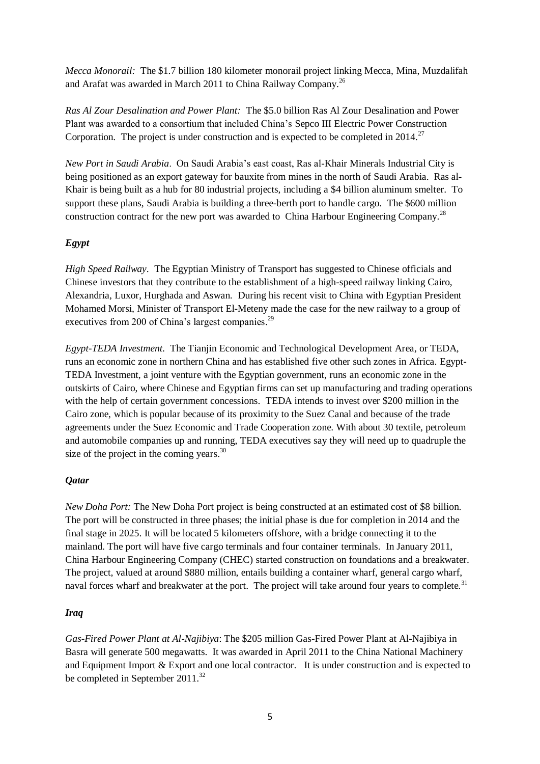*Mecca Monorail:* The $1.7 billion 180 kilometer monorail project linking Mecca, Mina, Muzdalifah and Arafat was awarded in March 2011 to China Railway Company.[26]

*Ras Al Zour Desalination and Power Plant:* The $5.0 billion Ras Al Zour Desalination and Power Plant was awarded to a consortium that included China's Sepco III Electric Power Construction Corporation. The project is under construction and is expected to be completed in 2014.[27]

*New Port in Saudi Arabia*. On Saudi Arabia's east coast, Ras al-Khair Minerals Industrial City is being positioned as an export gateway for bauxite from mines in the north of Saudi Arabia. Ras al-Khair is being built as a hub for 80 industrial projects, including a $4 billion aluminum smelter. To support these plans, Saudi Arabia is building a three-berth port to handle cargo. The $600 million construction contract for the new port was awarded to China Harbour Engineering Company.[28]

***Egypt***

*High Speed Railway*. The Egyptian Ministry of Transport has suggested to Chinese officials and Chinese investors that they contribute to the establishment of a high-speed railway linking Cairo, Alexandria, Luxor, Hurghada and Aswan. During his recent visit to China with Egyptian President Mohamed Morsi, Minister of Transport El-Meteny made the case for the new railway to a group of executives from 200 of China's largest companies.[29]

*Egypt-TEDA Investment*. The Tianjin Economic and Technological Development Area, or TEDA, runs an economic zone in northern China and has established five other such zones in Africa. Egypt-TEDA Investment, a joint venture with the Egyptian government, runs an economic zone in the outskirts of Cairo, where Chinese and Egyptian firms can set up manufacturing and trading operations with the help of certain government concessions. TEDA intends to invest over $200 million in the Cairo zone, which is popular because of its proximity to the Suez Canal and because of the trade agreements under the Suez Economic and Trade Cooperation zone. With about 30 textile, petroleum and automobile companies up and running, TEDA executives say they will need up to quadruple the size of the project in the coming years.[30]

***Qatar***

*New Doha Port:* The New Doha Port project is being constructed at an estimated cost of $8 billion. The port will be constructed in three phases; the initial phase is due for completion in 2014 and the final stage in 2025. It will be located 5 kilometers offshore, with a bridge connecting it to the mainland. The port will have five cargo terminals and four container terminals. In January 2011, China Harbour Engineering Company (CHEC) started construction on foundations and a breakwater. The project, valued at around $880 million, entails building a container wharf, general cargo wharf, naval forces wharf and breakwater at the port. The project will take around four years to complete.[31]

***Iraq***

*Gas-Fired Power Plant at Al-Najibiya*: The $205 million Gas-Fired Power Plant at Al-Najibiya in Basra will generate 500 megawatts. It was awarded in April 2011 to the China National Machinery and Equipment Import & Export and one local contractor. It is under construction and is expected to be completed in September 2011.[32]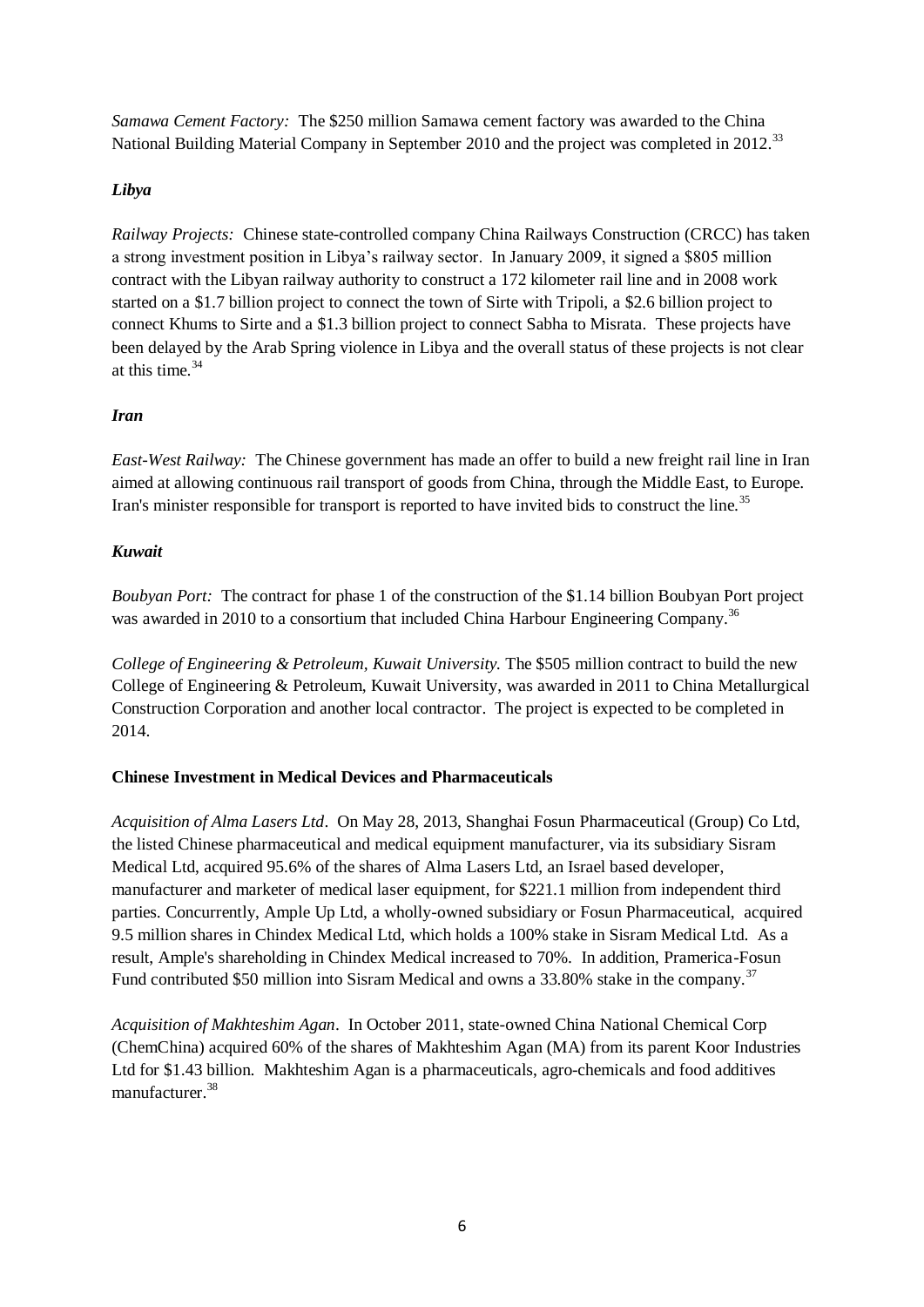*Samawa Cement Factory:* The $250 million Samawa cement factory was awarded to the China National Building Material Company in September 2010 and the project was completed in 2012.[33]

***Libya***

*Railway Projects:* Chinese state-controlled company China Railways Construction (CRCC) has taken a strong investment position in Libya's railway sector. In January 2009, it signed a $805 million contract with the Libyan railway authority to construct a 172 kilometer rail line and in 2008 work started on a $1.7 billion project to connect the town of Sirte with Tripoli, a $2.6 billion project to connect Khums to Sirte and a $1.3 billion project to connect Sabha to Misrata. These projects have been delayed by the Arab Spring violence in Libya and the overall status of these projects is not clear at this time.[34]

***Iran***

*East-West Railway:* The Chinese government has made an offer to build a new freight rail line in Iran aimed at allowing continuous rail transport of goods from China, through the Middle East, to Europe. Iran's minister responsible for transport is reported to have invited bids to construct the line.[35]

***Kuwait***

*Boubyan Port:* The contract for phase 1 of the construction of the $1.14 billion Boubyan Port project was awarded in 2010 to a consortium that included China Harbour Engineering Company.[36]

*College of Engineering & Petroleum, Kuwait University.* The $505 million contract to build the new College of Engineering & Petroleum, Kuwait University, was awarded in 2011 to China Metallurgical Construction Corporation and another local contractor. The project is expected to be completed in 2014.

**Chinese Investment in Medical Devices and Pharmaceuticals**

*Acquisition of Alma Lasers Ltd*. On May 28, 2013, Shanghai Fosun Pharmaceutical (Group) Co Ltd, the listed Chinese pharmaceutical and medical equipment manufacturer, via its subsidiary Sisram Medical Ltd, acquired 95.6% of the shares of Alma Lasers Ltd, an Israel based developer, manufacturer and marketer of medical laser equipment, for $221.1 million from independent third parties. Concurrently, Ample Up Ltd, a wholly-owned subsidiary or Fosun Pharmaceutical, acquired 9.5 million shares in Chindex Medical Ltd, which holds a 100% stake in Sisram Medical Ltd. As a result, Ample's shareholding in Chindex Medical increased to 70%. In addition, Pramerica-Fosun Fund contributed $50 million into Sisram Medical and owns a 33.80% stake in the company.[37]

*Acquisition of Makhteshim Agan*. In October 2011, state-owned China National Chemical Corp (ChemChina) acquired 60% of the shares of Makhteshim Agan (MA) from its parent Koor Industries Ltd for $1.43 billion. Makhteshim Agan is a pharmaceuticals, agro-chemicals and food additives manufacturer.[38]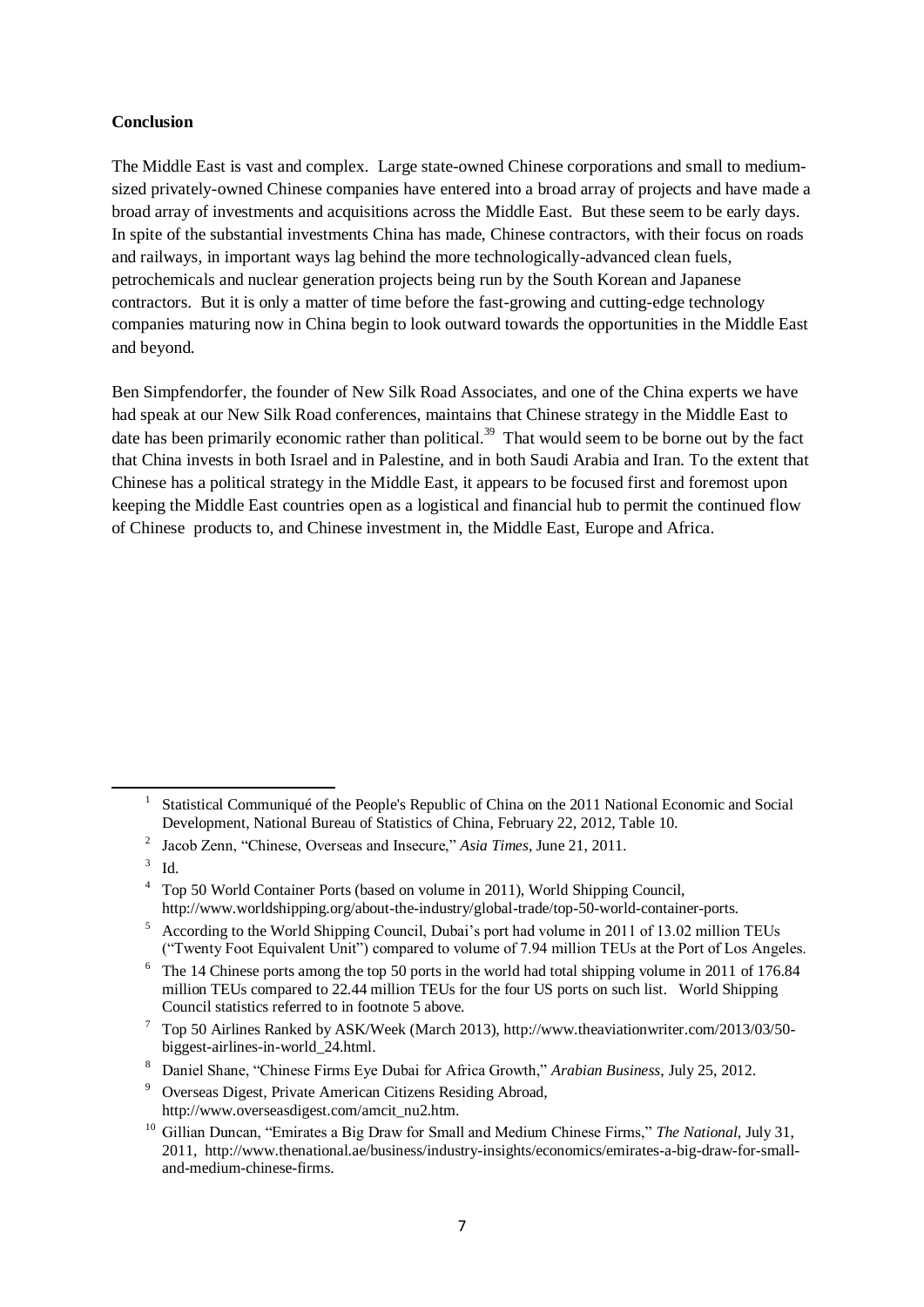**Conclusion**

The Middle East is vast and complex. Large state-owned Chinese corporations and small to medium-sized privately-owned Chinese companies have entered into a broad array of projects and have made a broad array of investments and acquisitions across the Middle East. But these seem to be early days. In spite of the substantial investments China has made, Chinese contractors, with their focus on roads and railways, in important ways lag behind the more technologically-advanced clean fuels, petrochemicals and nuclear generation projects being run by the South Korean and Japanese contractors. But it is only a matter of time before the fast-growing and cutting-edge technology companies maturing now in China begin to look outward towards the opportunities in the Middle East and beyond.

Ben Simpfendorfer, the founder of New Silk Road Associates, and one of the China experts we have had speak at our New Silk Road conferences, maintains that Chinese strategy in the Middle East to date has been primarily economic rather than political.[39] That would seem to be borne out by the fact that China invests in both Israel and in Palestine, and in both Saudi Arabia and Iran. To the extent that Chinese has a political strategy in the Middle East, it appears to be focused first and foremost upon keeping the Middle East countries open as a logistical and financial hub to permit the continued flow of Chinese products to, and Chinese investment in, the Middle East, Europe and Africa.

---

[1] Statistical Communiqué of the People's Republic of China on the 2011 National Economic and Social Development, National Bureau of Statistics of China, February 22, 2012, Table 10.

[2] Jacob Zenn, "Chinese, Overseas and Insecure," *Asia Times*, June 21, 2011.

[3] Id.

[4] Top 50 World Container Ports (based on volume in 2011), World Shipping Council, http://www.worldshipping.org/about-the-industry/global-trade/top-50-world-container-ports.

[5] According to the World Shipping Council, Dubai's port had volume in 2011 of 13.02 million TEUs ("Twenty Foot Equivalent Unit") compared to volume of 7.94 million TEUs at the Port of Los Angeles.

[6] The 14 Chinese ports among the top 50 ports in the world had total shipping volume in 2011 of 176.84 million TEUs compared to 22.44 million TEUs for the four US ports on such list. World Shipping Council statistics referred to in footnote 5 above.

[7] Top 50 Airlines Ranked by ASK/Week (March 2013), http://www.theaviationwriter.com/2013/03/50-biggest-airlines-in-world_24.html.

[8] Daniel Shane, "Chinese Firms Eye Dubai for Africa Growth," *Arabian Business*, July 25, 2012.

[9] Overseas Digest, Private American Citizens Residing Abroad, http://www.overseasdigest.com/amcit_nu2.htm.

[10] Gillian Duncan, "Emirates a Big Draw for Small and Medium Chinese Firms," *The National*, July 31, 2011, http://www.thenational.ae/business/industry-insights/economics/emirates-a-big-draw-for-small-and-medium-chinese-firms.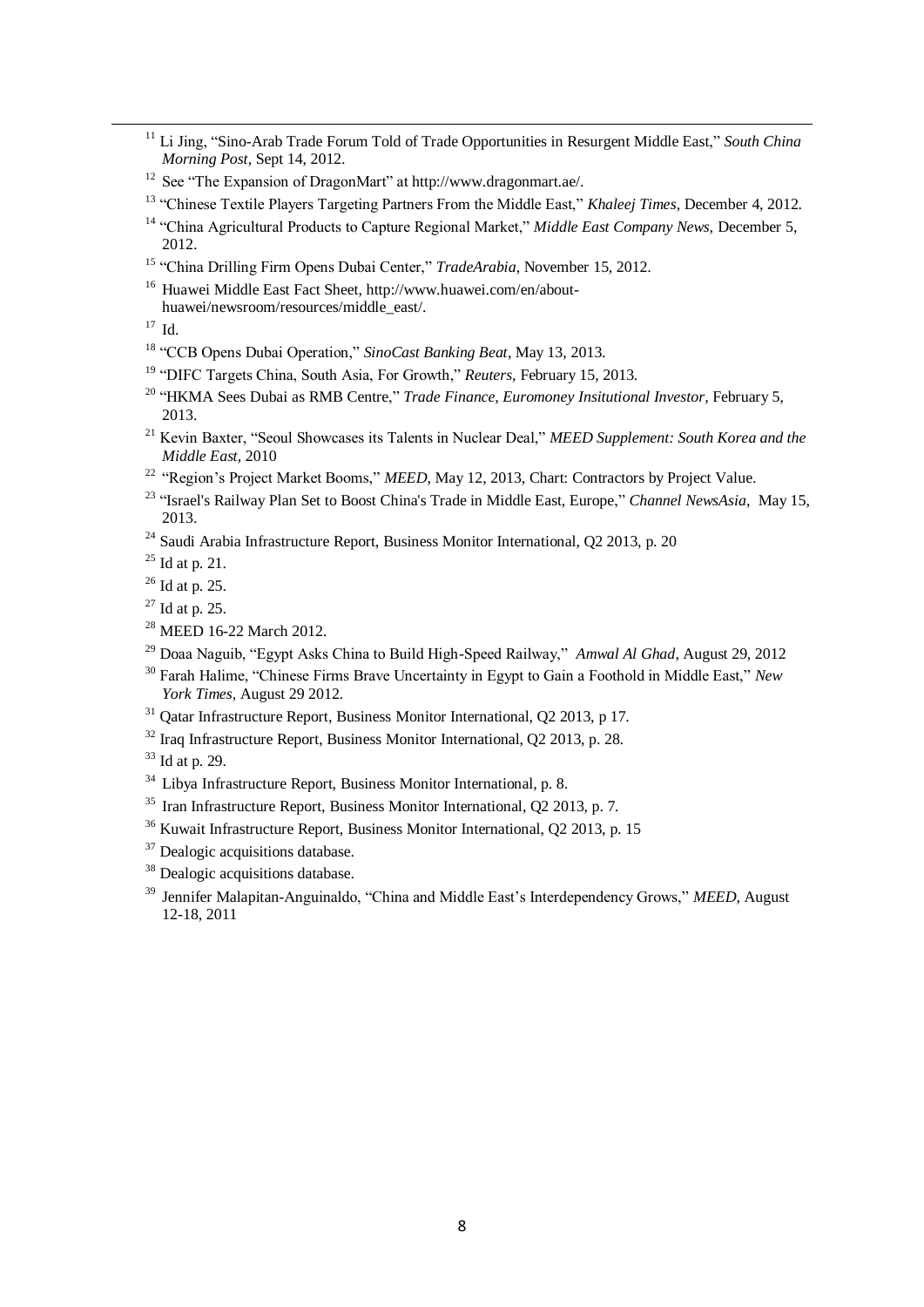[11] Li Jing, "Sino-Arab Trade Forum Told of Trade Opportunities in Resurgent Middle East," *South China Morning Post*, Sept 14, 2012.

[12] See "The Expansion of DragonMart" at http://www.dragonmart.ae/.

[13] "Chinese Textile Players Targeting Partners From the Middle East," *Khaleej Times*, December 4, 2012.

[14] "China Agricultural Products to Capture Regional Market," *Middle East Company News*, December 5, 2012.

[15] "China Drilling Firm Opens Dubai Center," *TradeArabia*, November 15, 2012.

[16] Huawei Middle East Fact Sheet, http://www.huawei.com/en/about-huawei/newsroom/resources/middle_east/.

[17] Id.

[18] "CCB Opens Dubai Operation," *SinoCast Banking Beat*, May 13, 2013.

[19] "DIFC Targets China, South Asia, For Growth," *Reuters*, February 15, 2013.

[20] "HKMA Sees Dubai as RMB Centre," *Trade Finance, Euromoney Insitutional Investor*, February 5, 2013.

[21] Kevin Baxter, "Seoul Showcases its Talents in Nuclear Deal," *MEED Supplement: South Korea and the Middle East*, 2010

[22] "Region's Project Market Booms," *MEED*, May 12, 2013, Chart: Contractors by Project Value.

[23] "Israel's Railway Plan Set to Boost China's Trade in Middle East, Europe," *Channel NewsAsia*, May 15, 2013.

[24] Saudi Arabia Infrastructure Report, Business Monitor International, Q2 2013, p. 20

[25] Id at p. 21.

[26] Id at p. 25.

[27] Id at p. 25.

[28] MEED 16-22 March 2012.

[29] Doaa Naguib, "Egypt Asks China to Build High-Speed Railway," *Amwal Al Ghad*, August 29, 2012

[30] Farah Halime, "Chinese Firms Brave Uncertainty in Egypt to Gain a Foothold in Middle East," *New York Times*, August 29 2012.

[31] Qatar Infrastructure Report, Business Monitor International, Q2 2013, p 17.

[32] Iraq Infrastructure Report, Business Monitor International, Q2 2013, p. 28.

[33] Id at p. 29.

[34] Libya Infrastructure Report, Business Monitor International, p. 8.

[35] Iran Infrastructure Report, Business Monitor International, Q2 2013, p. 7.

[36] Kuwait Infrastructure Report, Business Monitor International, Q2 2013, p. 15

[37] Dealogic acquisitions database.

[38] Dealogic acquisitions database.

[39] Jennifer Malapitan-Anguinaldo, "China and Middle East's Interdependency Grows," *MEED*, August 12-18, 2011